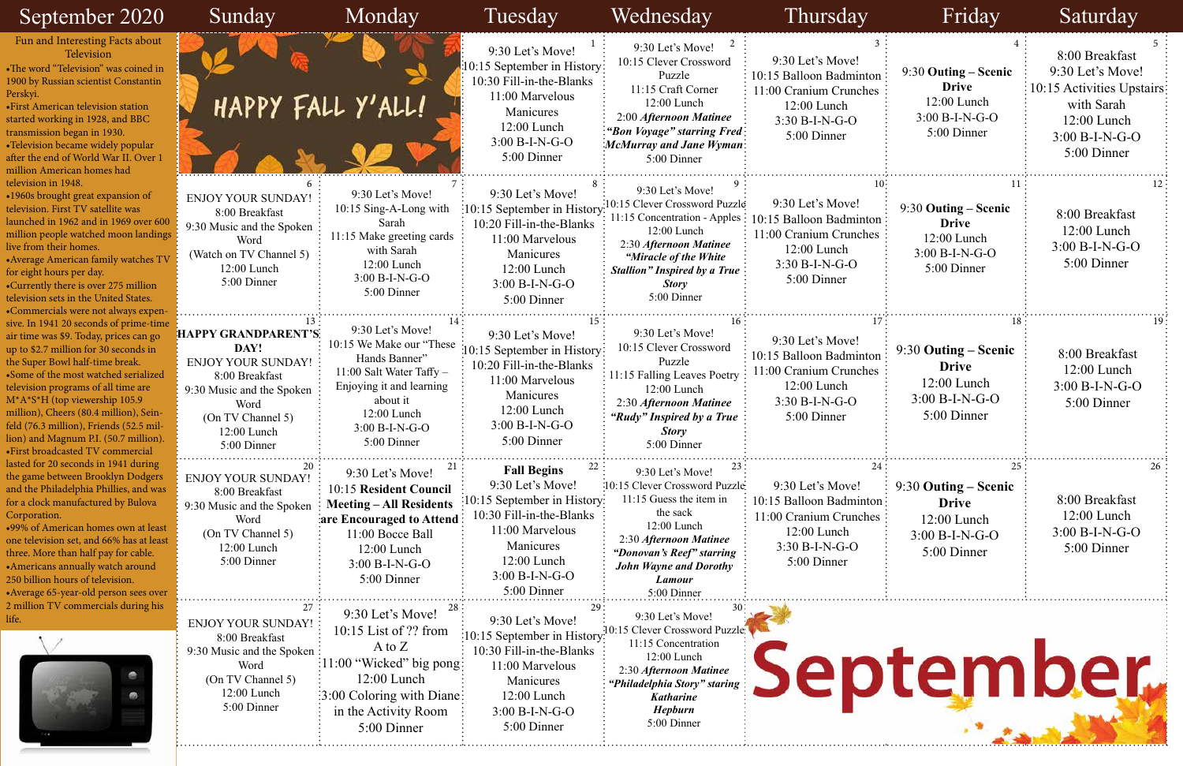# September 2020

## Fun and Interesting Facts about Television

- The word "Television" was coined in 1900 by Russian scientist Constantin Perskyi.
- First American television station started working in 1928, and BBC transmission began in 1930.
- Television became widely popular after the end of World War II. Over 1 million American homes had television in 1948.
- 1960s brought great expansion of television. First TV satellite was launched in 1962 and in 1969 over 600 million people watched moon landings live from their homes.
- Average American family watches TV for eight hours per day.
- Currently there is over 275 million television sets in the United States.
- Commercials were not always expensive. In 1941 20 seconds of prime-time air time was $9. Today, prices can go up to $2.7 million for 30 seconds in the Super Bowl half-time break.
- Some of the most watched serialized television programs of all time are M*A*S*H (top viewership 105.9 million), Cheers (80.4 million), Seinfeld (76.3 million), Friends (52.5 million) and Magnum P.I. (50.7 million).
- First broadcasted TV commercial lasted for 20 seconds in 1941 during the game between Brooklyn Dodgers and the Philadelphia Phillies, and was for a clock manufactured by Bulova Corporation.
- 99% of American homes own at least one television set, and 66% has at least three. More than half pay for cable.
- Americans annually watch around 250 billion hours of television.
- Average 65-year-old person sees over 2 million TV commercials during his life.

| Sunday | Monday | Tuesday | Wednesday | Thursday | Friday | Saturday |
|---|---|---|---|---|---|---|
| HAPPY FALL Y'ALL! | | **1**<br>9:30 Let's Move!<br>10:15 September in History<br>10:30 Fill-in-the-Blanks<br>11:00 Marvelous Manicures<br>12:00 Lunch<br>3:00 B-I-N-G-O<br>5:00 Dinner | **2**<br>9:30 Let's Move!<br>10:15 Clever Crossword Puzzle<br>11:15 Craft Corner<br>12:00 Lunch<br>2:00 ***Afternoon Matinee "Bon Voyage" starring Fred McMurray and Jane Wyman***<br>5:00 Dinner | **3**<br>9:30 Let's Move!<br>10:15 Balloon Badminton<br>11:00 Cranium Crunches<br>12:00 Lunch<br>3:30 B-I-N-G-O<br>5:00 Dinner | **4**<br>9:30 **Outing – Scenic Drive**<br>12:00 Lunch<br>3:00 B-I-N-G-O<br>5:00 Dinner | **5**<br>8:00 Breakfast<br>9:30 Let's Move!<br>10:15 Activities Upstairs with Sarah<br>12:00 Lunch<br>3:00 B-I-N-G-O<br>5:00 Dinner |
| **6**<br>ENJOY YOUR SUNDAY!<br>8:00 Breakfast<br>9:30 Music and the Spoken Word<br>(Watch on TV Channel 5)<br>12:00 Lunch<br>5:00 Dinner | **7**<br>9:30 Let's Move!<br>10:15 Sing-A-Long with Sarah<br>11:15 Make greeting cards with Sarah<br>12:00 Lunch<br>3:00 B-I-N-G-O<br>5:00 Dinner | **8**<br>9:30 Let's Move!<br>10:15 September in History<br>10:20 Fill-in-the-Blanks<br>11:00 Marvelous Manicures<br>12:00 Lunch<br>3:00 B-I-N-G-O<br>5:00 Dinner | **9**<br>9:30 Let's Move!<br>10:15 Clever Crossword Puzzle<br>11:15 Concentration - Apples<br>12:00 Lunch<br>2:30 ***Afternoon Matinee "Miracle of the White Stallion" Inspired by a True Story***<br>5:00 Dinner | **10**<br>9:30 Let's Move!<br>10:15 Balloon Badminton<br>11:00 Cranium Crunches<br>12:00 Lunch<br>3:30 B-I-N-G-O<br>5:00 Dinner | **11**<br>9:30 **Outing – Scenic Drive**<br>12:00 Lunch<br>3:00 B-I-N-G-O<br>5:00 Dinner | **12**<br>8:00 Breakfast<br>12:00 Lunch<br>3:00 B-I-N-G-O<br>5:00 Dinner |
| **13**<br>**HAPPY GRANDPARENT'S DAY!**<br>ENJOY YOUR SUNDAY!<br>8:00 Breakfast<br>9:30 Music and the Spoken Word<br>(On TV Channel 5)<br>12:00 Lunch<br>5:00 Dinner | **14**<br>9:30 Let's Move!<br>10:15 We Make our "These Hands Banner"<br>11:00 Salt Water Taffy – Enjoying it and learning about it<br>12:00 Lunch<br>3:00 B-I-N-G-O<br>5:00 Dinner | **15**<br>9:30 Let's Move!<br>10:15 September in History<br>10:20 Fill-in-the-Blanks<br>11:00 Marvelous Manicures<br>12:00 Lunch<br>3:00 B-I-N-G-O<br>5:00 Dinner | **16**<br>9:30 Let's Move!<br>10:15 Clever Crossword Puzzle<br>11:15 Falling Leaves Poetry<br>12:00 Lunch<br>2:30 ***Afternoon Matinee "Rudy" Inspired by a True Story***<br>5:00 Dinner | **17**<br>9:30 Let's Move!<br>10:15 Balloon Badminton<br>11:00 Cranium Crunches<br>12:00 Lunch<br>3:30 B-I-N-G-O<br>5:00 Dinner | **18**<br>9:30 **Outing – Scenic Drive**<br>12:00 Lunch<br>3:00 B-I-N-G-O<br>5:00 Dinner | **19**<br>8:00 Breakfast<br>12:00 Lunch<br>3:00 B-I-N-G-O<br>5:00 Dinner |
| **20**<br>ENJOY YOUR SUNDAY!<br>8:00 Breakfast<br>9:30 Music and the Spoken Word<br>(On TV Channel 5)<br>12:00 Lunch<br>5:00 Dinner | **21**<br>9:30 Let's Move!<br>10:15 **Resident Council Meeting – All Residents are Encouraged to Attend**<br>11:00 Bocce Ball<br>12:00 Lunch<br>3:00 B-I-N-G-O<br>5:00 Dinner | **22**<br>**Fall Begins**<br>9:30 Let's Move!<br>10:15 September in History<br>10:30 Fill-in-the-Blanks<br>11:00 Marvelous Manicures<br>12:00 Lunch<br>3:00 B-I-N-G-O<br>5:00 Dinner | **23**<br>9:30 Let's Move!<br>10:15 Clever Crossword Puzzle<br>11:15 Guess the item in the sack<br>12:00 Lunch<br>2:30 ***Afternoon Matinee "Donovan's Reef" starring John Wayne and Dorothy Lamour***<br>5:00 Dinner | **24**<br>9:30 Let's Move!<br>10:15 Balloon Badminton<br>11:00 Cranium Crunches<br>12:00 Lunch<br>3:30 B-I-N-G-O<br>5:00 Dinner | **25**<br>9:30 **Outing – Scenic Drive**<br>12:00 Lunch<br>3:00 B-I-N-G-O<br>5:00 Dinner | **26**<br>8:00 Breakfast<br>12:00 Lunch<br>3:00 B-I-N-G-O<br>5:00 Dinner |
| **27**<br>ENJOY YOUR SUNDAY!<br>8:00 Breakfast<br>9:30 Music and the Spoken Word<br>(On TV Channel 5)<br>12:00 Lunch<br>5:00 Dinner | **28**<br>9:30 Let's Move!<br>10:15 List of ?? from A to Z<br>11:00 "Wicked" big pong<br>12:00 Lunch<br>3:00 Coloring with Diane in the Activity Room<br>5:00 Dinner | **29**<br>9:30 Let's Move!<br>10:15 September in History<br>10:30 Fill-in-the-Blanks<br>11:00 Marvelous Manicures<br>12:00 Lunch<br>3:00 B-I-N-G-O<br>5:00 Dinner | **30**<br>9:30 Let's Move!<br>10:15 Clever Crossword Puzzle<br>11:15 Concentration<br>12:00 Lunch<br>2:30 ***Afternoon Matinee "Philadelphia Story" staring Katharine Hepburn***<br>5:00 Dinner | September | | |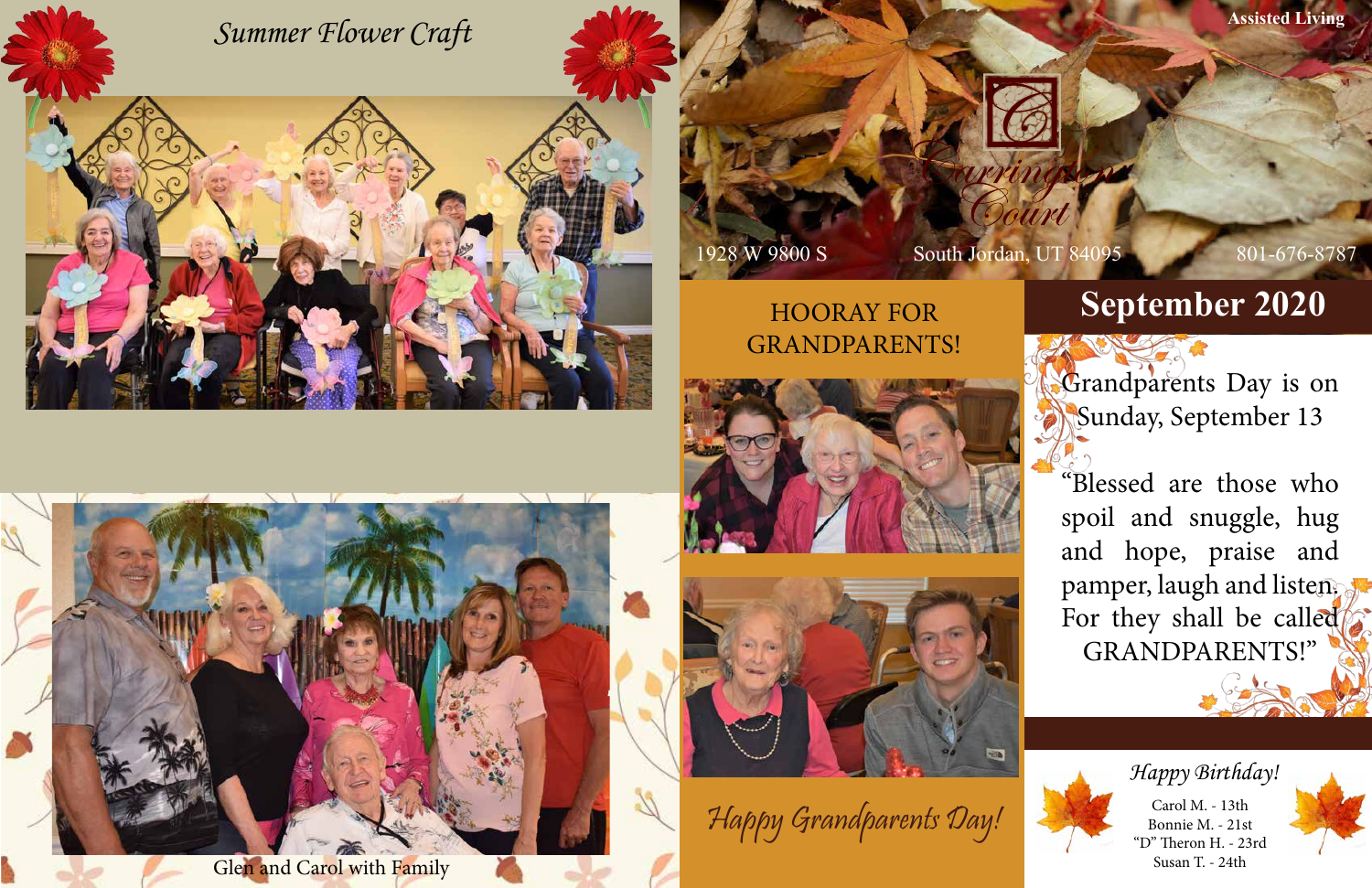## Summer Flower Craft

Glen and Carol with Family

Assisted Living

Carrington Court

1928 W 9800 S

South Jordan, UT 84095

801-676-8787

## HOORAY FOR GRANDPARENTS!

*Happy Grandparents Day!*

# September 2020

Grandparents Day is on Sunday, September 13

"Blessed are those who spoil and snuggle, hug and hope, praise and pamper, laugh and listen. For they shall be called GRANDPARENTS!"

### *Happy Birthday!*

Carol M. - 13th
Bonnie M. - 21st
"D" Theron H. - 23rd
Susan T. - 24th